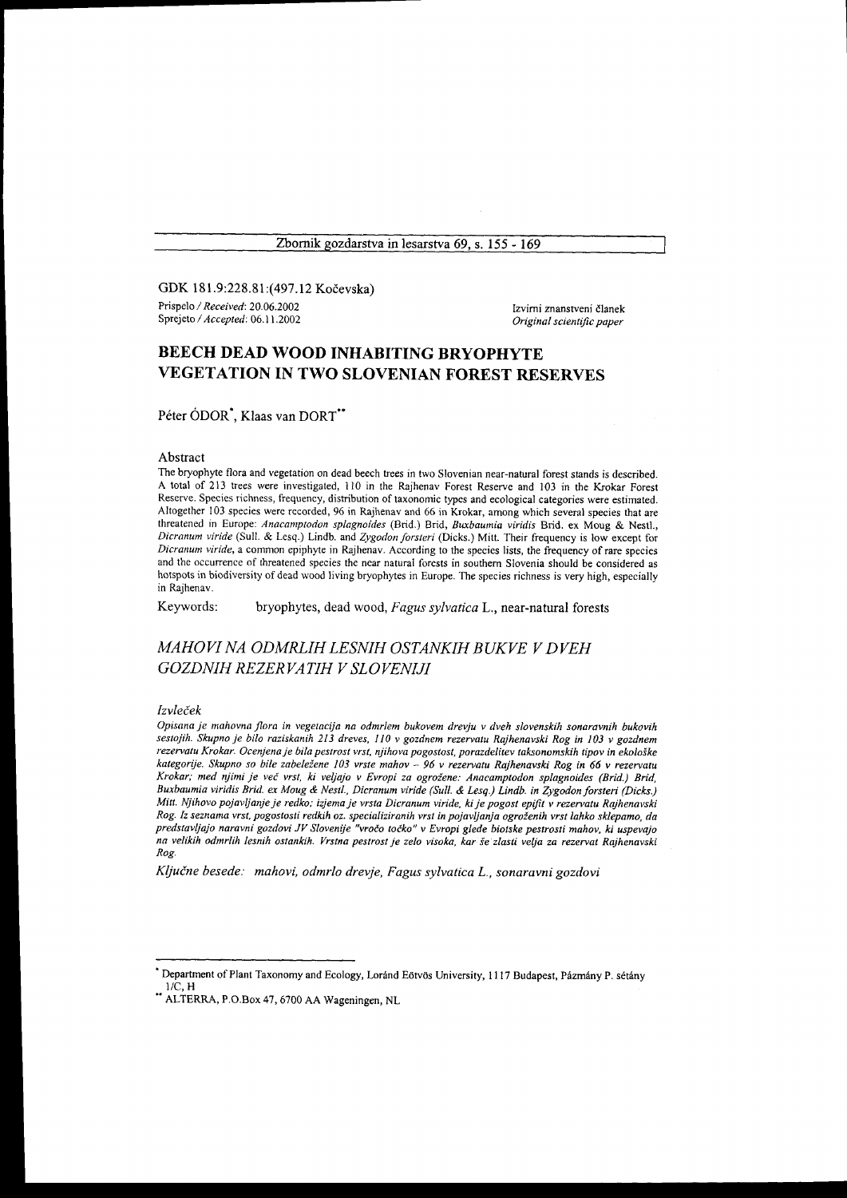GDK 181.9:228.81:(497.12 Kočevska)

Prispelo / *Received*: 20.06.2002
Sprejeto / *Accepted*: 06.11.2002

Izvirni znanstveni članek
*Original scientific paper*

# BEECH DEAD WOOD INHABITING BRYOPHYTE VEGETATION IN TWO SLOVENIAN FOREST RESERVES

Péter ÓDOR[*], Klaas van DORT[**]

## Abstract

The bryophyte flora and vegetation on dead beech trees in two Slovenian near-natural forest stands is described. A total of 213 trees were investigated, 110 in the Rajhenav Forest Reserve and 103 in the Krokar Forest Reserve. Species richness, frequency, distribution of taxonomic types and ecological categories were estimated. Altogether 103 species were recorded, 96 in Rajhenav and 66 in Krokar, among which several species that are threatened in Europe: *Anacamptodon splagnoides* (Brid.) Brid, *Buxbaumia viridis* Brid. ex Moug & Nestl., *Dicranum viride* (Sull. & Lesq.) Lindb. and *Zygodon forsteri* (Dicks.) Mitt. Their frequency is low except for *Dicranum viride*, a common epiphyte in Rajhenav. According to the species lists, the frequency of rare species and the occurrence of threatened species the near natural forests in southern Slovenia should be considered as hotspots in biodiversity of dead wood living bryophytes in Europe. The species richness is very high, especially in Rajhenav.

Keywords: bryophytes, dead wood, *Fagus sylvatica* L., near-natural forests

## *MAHOVI NA ODMRLIH LESNIH OSTANKIH BUKVE V DVEH GOZDNIH REZERVATIH V SLOVENIJI*

### *Izvleček*

*Opisana je mahovna flora in vegetacija na odmrlem bukovem drevju v dveh slovenskih sonaravnih bukovih sestojih. Skupno je bilo raziskanih 213 dreves, 110 v gozdnem rezervatu Rajhenavski Rog in 103 v gozdnem rezervatu Krokar. Ocenjena je bila pestrost vrst, njihova pogostost, porazdelitev taksonomskih tipov in ekološke kategorije. Skupno so bile zabeležene 103 vrste mahov – 96 v rezervatu Rajhenavski Rog in 66 v rezervatu Krokar; med njimi je več vrst, ki veljajo v Evropi za ogrožene: Anacamptodon splagnoides (Brid.) Brid, Buxbaumia viridis Brid. ex Moug & Nestl., Dicranum viride (Sull. & Lesq.) Lindb. in Zygodon forsteri (Dicks.) Mitt. Njihovo pojavljanje je redko; izjema je vrsta Dicranum viride, ki je pogost epifit v rezervatu Rajhenavski Rog. Iz seznama vrst, pogostosti redkih oz. specializiranih vrst in pojavljanja ogroženih vrst lahko sklepamo, da predstavljajo naravni gozdovi JV Slovenije "vročo točko" v Evropi glede biotske pestrosti mahov, ki uspevajo na velikih odmrlih lesnih ostankih. Vrstna pestrost je zelo visoka, kar še zlasti velja za rezervat Rajhenavski Rog.*

*Ključne besede: mahovi, odmrlo drevje, Fagus sylvatica L., sonaravni gozdovi*

---

[*] Department of Plant Taxonomy and Ecology, Loránd Eötvös University, 1117 Budapest, Pázmány P. sétány 1/C, H

[**] ALTERRA, P.O.Box 47, 6700 AA Wageningen, NL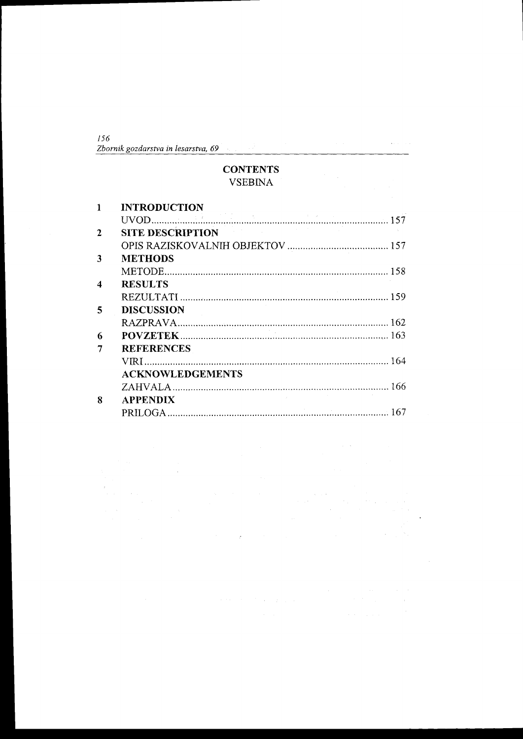# CONTENTS
## VSEBINA

| | | |
|---|---|---|
| **1** | **INTRODUCTION** | |
| | UVOD | 157 |
| **2** | **SITE DESCRIPTION** | |
| | OPIS RAZISKOVALNIH OBJEKTOV | 157 |
| **3** | **METHODS** | |
| | METODE | 158 |
| **4** | **RESULTS** | |
| | REZULTATI | 159 |
| **5** | **DISCUSSION** | |
| | RAZPRAVA | 162 |
| **6** | **POVZETEK** | 163 |
| **7** | **REFERENCES** | |
| | VIRI | 164 |
| | **ACKNOWLEDGEMENTS** | |
| | ZAHVALA | 166 |
| **8** | **APPENDIX** | |
| | PRILOGA | 167 |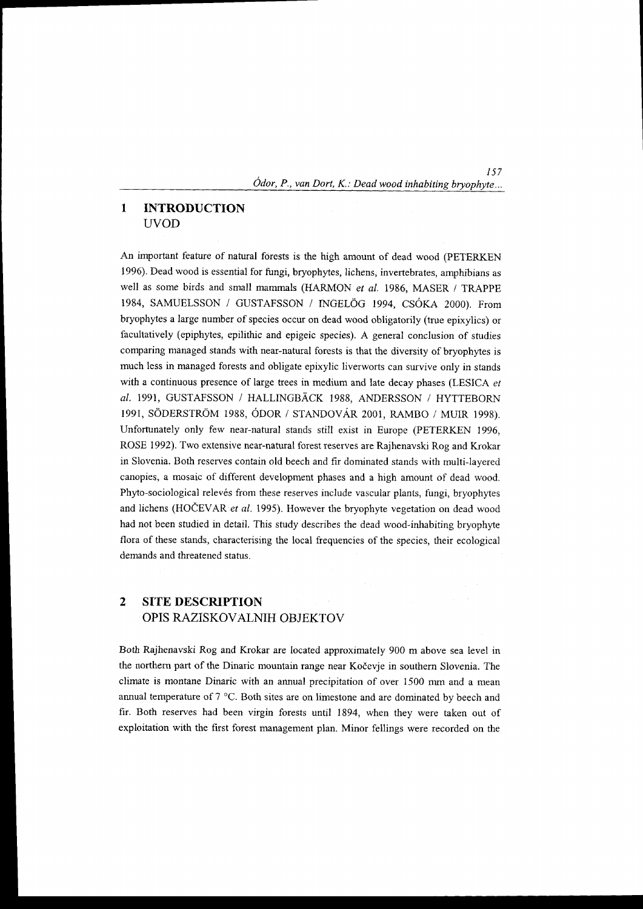# 1 INTRODUCTION
UVOD

An important feature of natural forests is the high amount of dead wood (PETERKEN 1996). Dead wood is essential for fungi, bryophytes, lichens, invertebrates, amphibians as well as some birds and small mammals (HARMON *et al.* 1986, MASER / TRAPPE 1984, SAMUELSSON / GUSTAFSSON / INGELÖG 1994, CSÓKA 2000). From bryophytes a large number of species occur on dead wood obligatorily (true epixylics) or facultatively (epiphytes, epilithic and epigeic species). A general conclusion of studies comparing managed stands with near-natural forests is that the diversity of bryophytes is much less in managed forests and obligate epixylic liverworts can survive only in stands with a continuous presence of large trees in medium and late decay phases (LESICA *et al.* 1991, GUSTAFSSON / HALLINGBÄCK 1988, ANDERSSON / HYTTEBORN 1991, SÖDERSTRÖM 1988, ÓDOR / STANDOVÁR 2001, RAMBO / MUIR 1998). Unfortunately only few near-natural stands still exist in Europe (PETERKEN 1996, ROSE 1992). Two extensive near-natural forest reserves are Rajhenavski Rog and Krokar in Slovenia. Both reserves contain old beech and fir dominated stands with multi-layered canopies, a mosaic of different development phases and a high amount of dead wood. Phyto-sociological relevés from these reserves include vascular plants, fungi, bryophytes and lichens (HOČEVAR *et al.* 1995). However the bryophyte vegetation on dead wood had not been studied in detail. This study describes the dead wood-inhabiting bryophyte flora of these stands, characterising the local frequencies of the species, their ecological demands and threatened status.

# 2 SITE DESCRIPTION
OPIS RAZISKOVALNIH OBJEKTOV

Both Rajhenavski Rog and Krokar are located approximately 900 m above sea level in the northern part of the Dinaric mountain range near Kočevje in southern Slovenia. The climate is montane Dinaric with an annual precipitation of over 1500 mm and a mean annual temperature of 7 °C. Both sites are on limestone and are dominated by beech and fir. Both reserves had been virgin forests until 1894, when they were taken out of exploitation with the first forest management plan. Minor fellings were recorded on the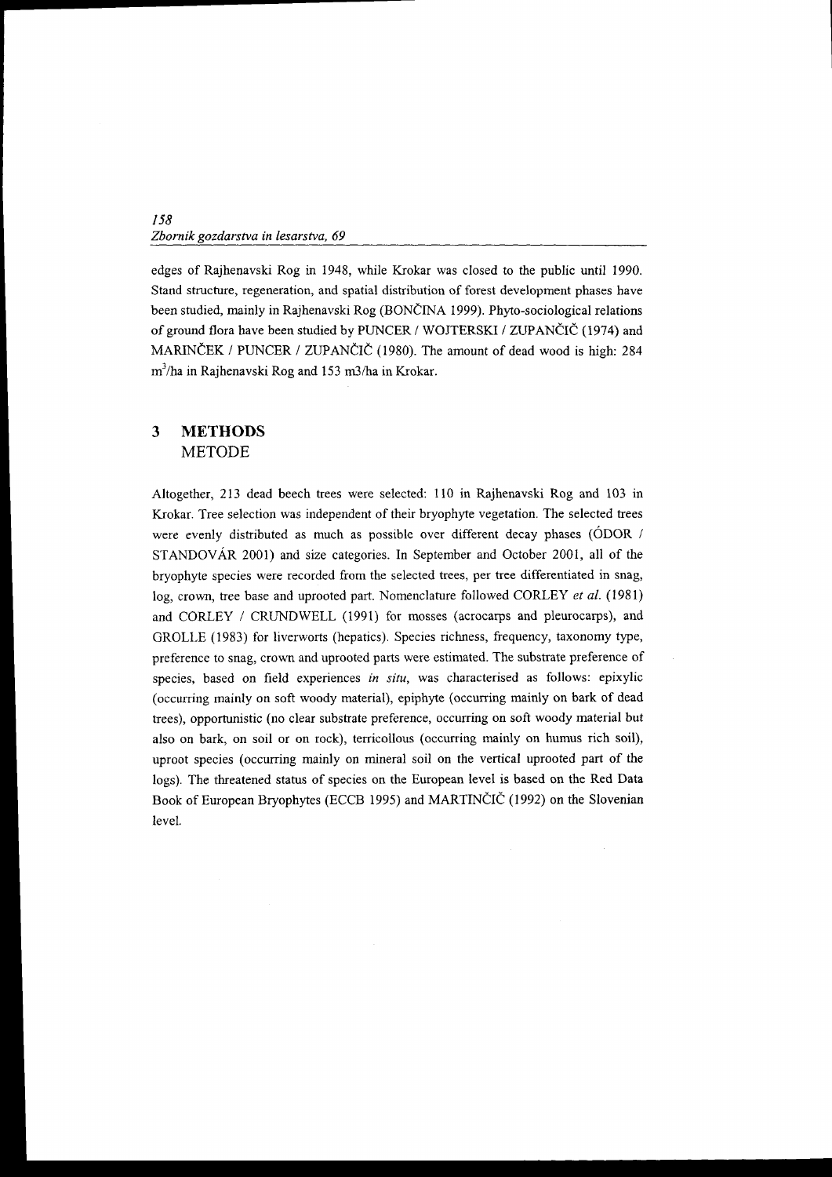edges of Rajhenavski Rog in 1948, while Krokar was closed to the public until 1990. Stand structure, regeneration, and spatial distribution of forest development phases have been studied, mainly in Rajhenavski Rog (BONČINA 1999). Phyto-sociological relations of ground flora have been studied by PUNCER / WOJTERSKI / ZUPANČIČ (1974) and MARINČEK / PUNCER / ZUPANČIČ (1980). The amount of dead wood is high: 284 $m^3$/ha in Rajhenavski Rog and 153 m3/ha in Krokar.

## 3 METHODS
## METODE

Altogether, 213 dead beech trees were selected: 110 in Rajhenavski Rog and 103 in Krokar. Tree selection was independent of their bryophyte vegetation. The selected trees were evenly distributed as much as possible over different decay phases (ÓDOR / STANDOVÁR 2001) and size categories. In September and October 2001, all of the bryophyte species were recorded from the selected trees, per tree differentiated in snag, log, crown, tree base and uprooted part. Nomenclature followed CORLEY *et al.* (1981) and CORLEY / CRUNDWELL (1991) for mosses (acrocarps and pleurocarps), and GROLLE (1983) for liverworts (hepatics). Species richness, frequency, taxonomy type, preference to snag, crown and uprooted parts were estimated. The substrate preference of species, based on field experiences *in situ*, was characterised as follows: epixylic (occurring mainly on soft woody material), epiphyte (occurring mainly on bark of dead trees), opportunistic (no clear substrate preference, occurring on soft woody material but also on bark, on soil or on rock), terricollous (occurring mainly on humus rich soil), uproot species (occurring mainly on mineral soil on the vertical uprooted part of the logs). The threatened status of species on the European level is based on the Red Data Book of European Bryophytes (ECCB 1995) and MARTINČIČ (1992) on the Slovenian level.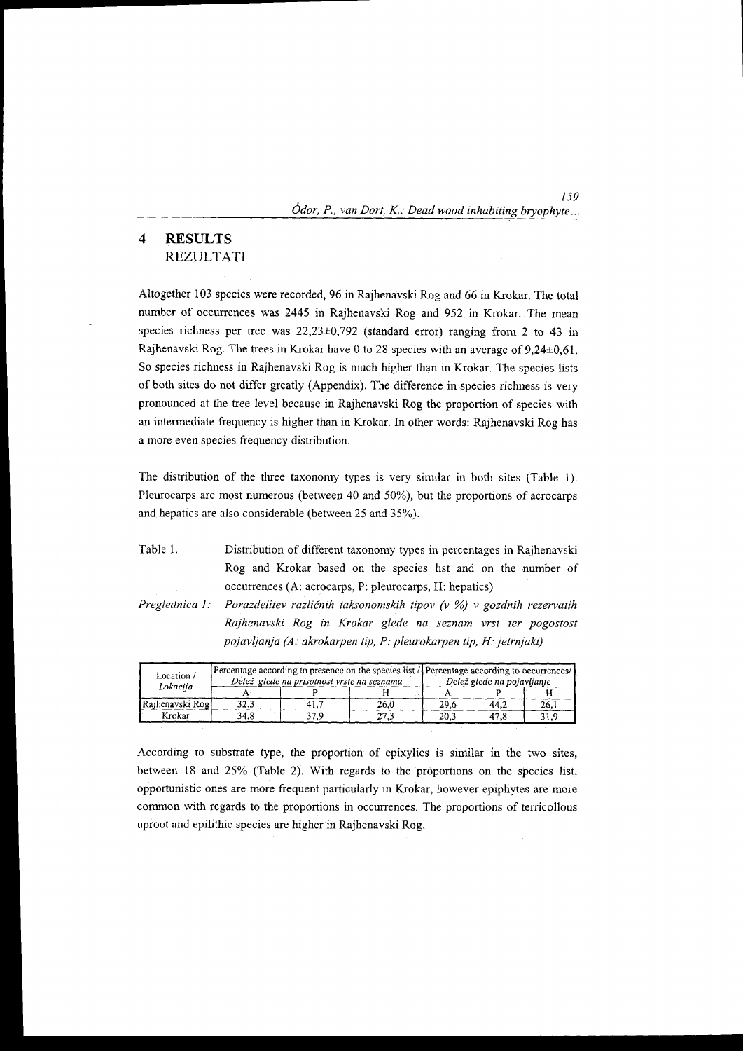# 4 RESULTS
## REZULTATI

Altogether 103 species were recorded, 96 in Rajhenavski Rog and 66 in Krokar. The total number of occurrences was 2445 in Rajhenavski Rog and 952 in Krokar. The mean species richness per tree was 22,23±0,792 (standard error) ranging from 2 to 43 in Rajhenavski Rog. The trees in Krokar have 0 to 28 species with an average of 9,24±0,61. So species richness in Rajhenavski Rog is much higher than in Krokar. The species lists of both sites do not differ greatly (Appendix). The difference in species richness is very pronounced at the tree level because in Rajhenavski Rog the proportion of species with an intermediate frequency is higher than in Krokar. In other words: Rajhenavski Rog has a more even species frequency distribution.

The distribution of the three taxonomy types is very similar in both sites (Table 1). Pleurocarps are most numerous (between 40 and 50%), but the proportions of acrocarps and hepatics are also considerable (between 25 and 35%).

Table 1. Distribution of different taxonomy types in percentages in Rajhenavski Rog and Krokar based on the species list and on the number of occurrences (A: acrocarps, P: pleurocarps, H: hepatics)

*Preglednica 1: Porazdelitev različnih taksonomskih tipov (v %) v gozdnih rezervatih Rajhenavski Rog in Krokar glede na seznam vrst ter pogostost pojavljanja (A: akrokarpen tip, P: pleurokarpen tip, H: jetrnjaki)*

| Location / *Lokacija* | Percentage according to presence on the species list / *Delež glede na prisotnost vrste na seznamu* | | | Percentage according to occurrences/ *Delež glede na pojavljanje* | | |
|---|---|---|---|---|---|---|
| | A | P | H | A | P | H |
| Rajhenavski Rog | 32,3 | 41,7 | 26,0 | 29,6 | 44,2 | 26,1 |
| Krokar | 34,8 | 37,9 | 27,3 | 20,3 | 47,8 | 31,9 |

According to substrate type, the proportion of epixylics is similar in the two sites, between 18 and 25% (Table 2). With regards to the proportions on the species list, opportunistic ones are more frequent particularly in Krokar, however epiphytes are more common with regards to the proportions in occurrences. The proportions of terricollous uproot and epilithic species are higher in Rajhenavski Rog.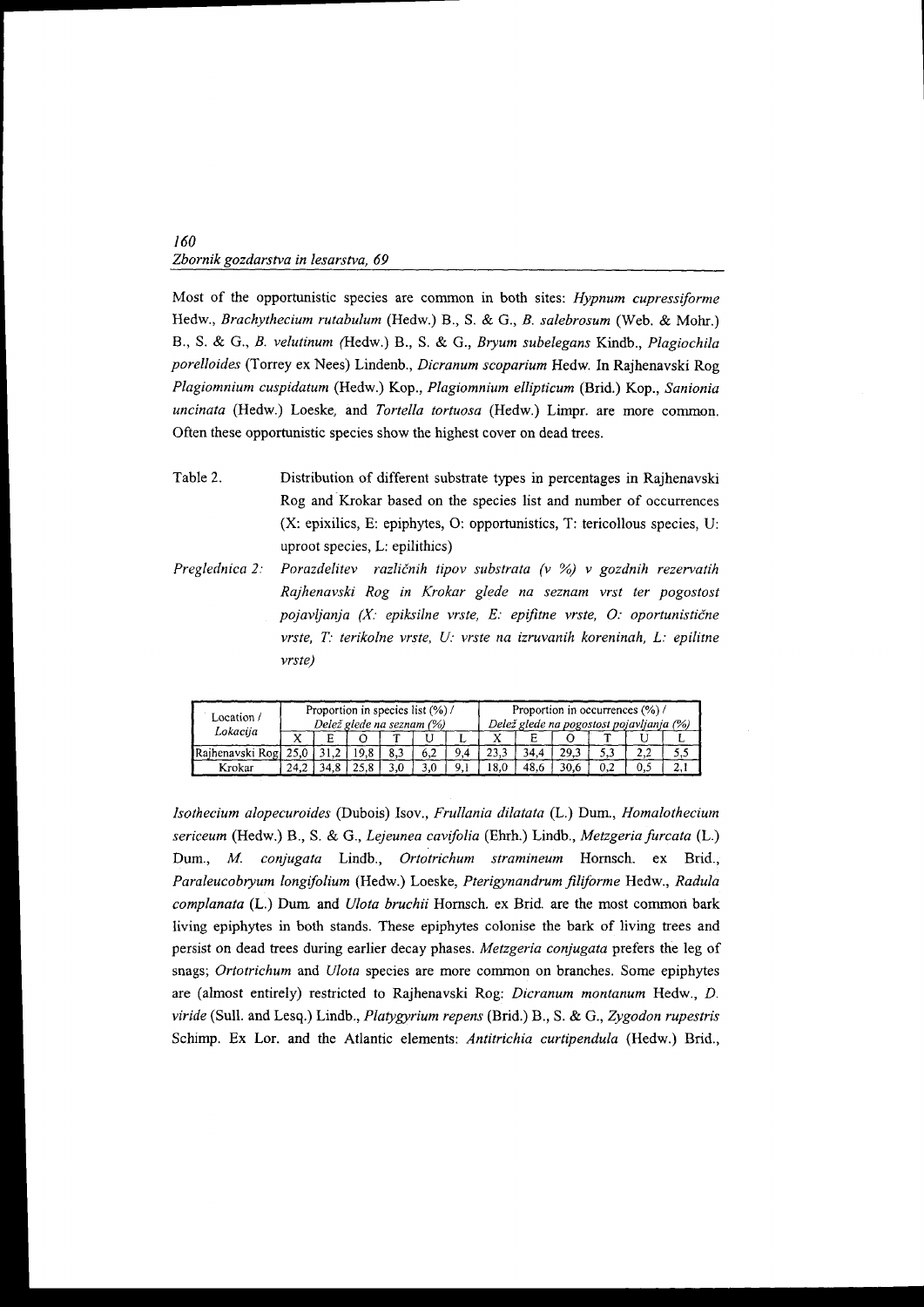Most of the opportunistic species are common in both sites: *Hypnum cupressiforme* Hedw., *Brachythecium rutabulum* (Hedw.) B., S. & G., *B. salebrosum* (Web. & Mohr.) B., S. & G., *B. velutinum (*Hedw.) B., S. & G., *Bryum subelegans* Kindb., *Plagiochila porelloides* (Torrey ex Nees) Lindenb., *Dicranum scoparium* Hedw. In Rajhenavski Rog *Plagiomnium cuspidatum* (Hedw.) Kop., *Plagiomnium ellipticum* (Brid.) Kop., *Sanionia uncinata* (Hedw.) Loeske, and *Tortella tortuosa* (Hedw.) Limpr. are more common. Often these opportunistic species show the highest cover on dead trees.

Table 2. Distribution of different substrate types in percentages in Rajhenavski Rog and Krokar based on the species list and number of occurrences (X: epixilics, E: epiphytes, O: opportunistics, T: tericollous species, U: uproot species, L: epilithics)

*Preglednica 2: Porazdelitev različnih tipov substrata (v %) v gozdnih rezervatih Rajhenavski Rog in Krokar glede na seznam vrst ter pogostost pojavljanja (X: epiksilne vrste, E: epifitne vrste, O: oportunistične vrste, T: terikolne vrste, U: vrste na izruvanih koreninah, L: epilitne vrste)*

| Location / *Lokacija* | Proportion in species list (%) / *Delež glede na seznam (%)* | | | | | | Proportion in occurrences (%) / *Delež glede na pogostost pojavljanja (%)* | | | | | |
|---|---|---|---|---|---|---|---|---|---|---|---|---|
| | X | E | O | T | U | L | X | E | O | T | U | L |
| Rajhenavski Rog | 25,0 | 31,2 | 19,8 | 8,3 | 6,2 | 9,4 | 23,3 | 34,4 | 29,3 | 5,3 | 2,2 | 5,5 |
| Krokar | 24,2 | 34,8 | 25,8 | 3,0 | 3,0 | 9,1 | 18,0 | 48,6 | 30,6 | 0,2 | 0,5 | 2,1 |

*Isothecium alopecuroides* (Dubois) Isov., *Frullania dilatata* (L.) Dum., *Homalothecium sericeum* (Hedw.) B., S. & G., *Lejeunea cavifolia* (Ehrh.) Lindb., *Metzgeria furcata* (L.) Dum., *M. conjugata* Lindb., *Ortotrichum stramineum* Hornsch. ex Brid., *Paraleucobryum longifolium* (Hedw.) Loeske, *Pterigynandrum filiforme* Hedw., *Radula complanata* (L.) Dum. and *Ulota bruchii* Hornsch. ex Brid. are the most common bark living epiphytes in both stands. These epiphytes colonise the bark of living trees and persist on dead trees during earlier decay phases. *Metzgeria conjugata* prefers the leg of snags; *Ortotrichum* and *Ulota* species are more common on branches. Some epiphytes are (almost entirely) restricted to Rajhenavski Rog: *Dicranum montanum* Hedw., *D. viride* (Sull. and Lesq.) Lindb., *Platygyrium repens* (Brid.) B., S. & G., *Zygodon rupestris* Schimp. Ex Lor. and the Atlantic elements: *Antitrichia curtipendula* (Hedw.) Brid.,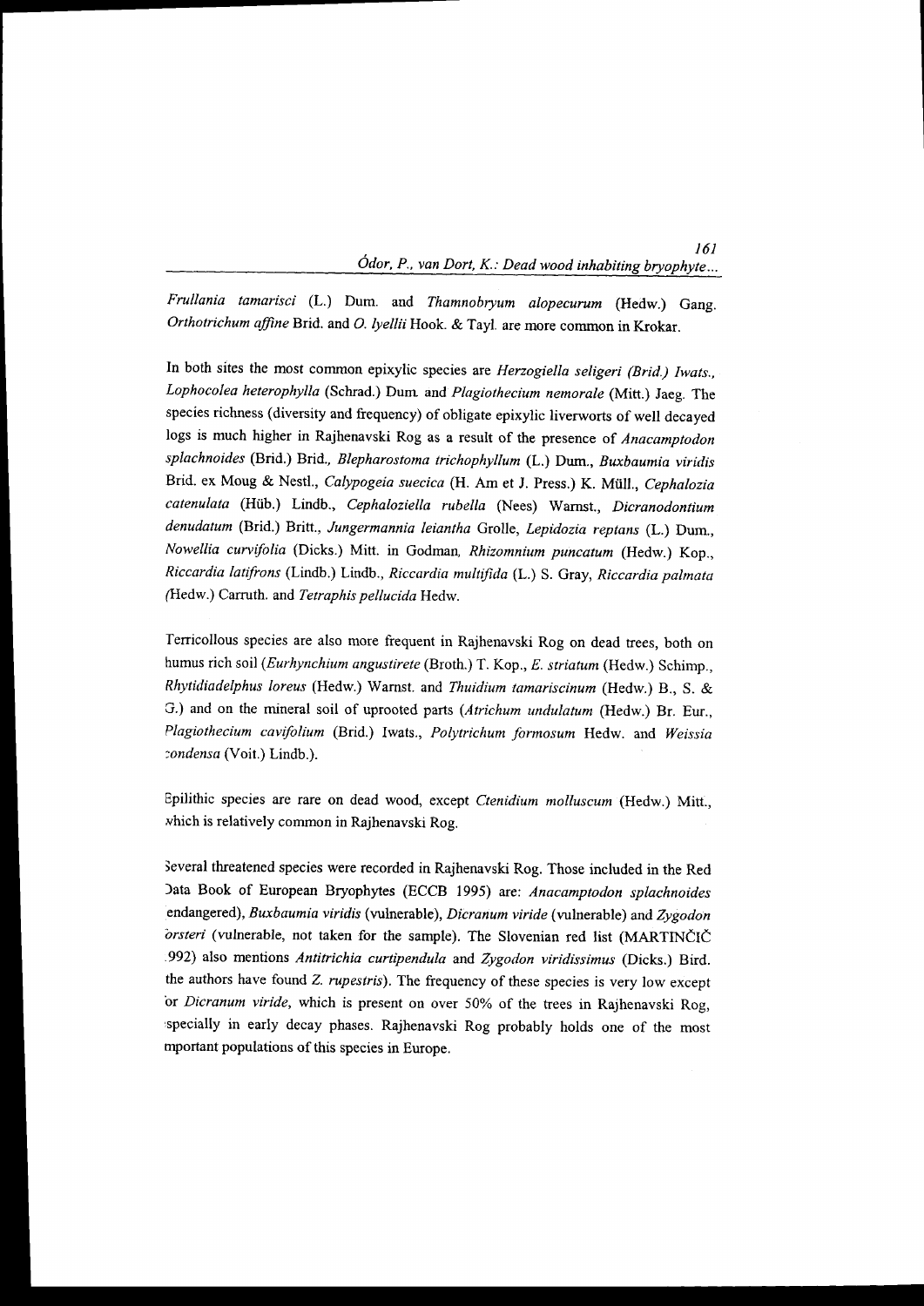*Frullania tamarisci* (L.) Dum. and *Thamnobryum alopecurum* (Hedw.) Gang. *Orthotrichum affine* Brid. and *O. lyellii* Hook. & Tayl. are more common in Krokar.

In both sites the most common epixylic species are *Herzogiella seligeri (Brid.) Iwats.*, *Lophocolea heterophylla* (Schrad.) Dum. and *Plagiothecium nemorale* (Mitt.) Jaeg. The species richness (diversity and frequency) of obligate epixylic liverworts of well decayed logs is much higher in Rajhenavski Rog as a result of the presence of *Anacamptodon splachnoides* (Brid.) Brid., *Blepharostoma trichophyllum* (L.) Dum., *Buxbaumia viridis* Brid. ex Moug & Nestl., *Calypogeia suecica* (H. Arn et J. Press.) K. Müll., *Cephalozia catenulata* (Hüb.) Lindb., *Cephaloziella rubella* (Nees) Warnst., *Dicranodontium denudatum* (Brid.) Britt., *Jungermannia leiantha* Grolle, *Lepidozia reptans* (L.) Dum., *Nowellia curvifolia* (Dicks.) Mitt. in Godman, *Rhizomnium puncatum* (Hedw.) Kop., *Riccardia latifrons* (Lindb.) Lindb., *Riccardia multifida* (L.) S. Gray, *Riccardia palmata* (Hedw.) Carruth. and *Tetraphis pellucida* Hedw.

Terricollous species are also more frequent in Rajhenavski Rog on dead trees, both on humus rich soil (*Eurhynchium angustirete* (Broth.) T. Kop., *E. striatum* (Hedw.) Schimp., *Rhytidiadelphus loreus* (Hedw.) Warnst. and *Thuidium tamariscinum* (Hedw.) B., S. & G.) and on the mineral soil of uprooted parts (*Atrichum undulatum* (Hedw.) Br. Eur., *Plagiothecium cavifolium* (Brid.) Iwats., *Polytrichum formosum* Hedw. and *Weissia condensa* (Voit.) Lindb.).

Epilithic species are rare on dead wood, except *Ctenidium molluscum* (Hedw.) Mitt., which is relatively common in Rajhenavski Rog.

Several threatened species were recorded in Rajhenavski Rog. Those included in the Red Data Book of European Bryophytes (ECCB 1995) are: *Anacamptodon splachnoides* (endangered), *Buxbaumia viridis* (vulnerable), *Dicranum viride* (vulnerable) and *Zygodon forsteri* (vulnerable, not taken for the sample). The Slovenian red list (MARTINČIČ 1992) also mentions *Antitrichia curtipendula* and *Zygodon viridissimus* (Dicks.) Bird. (the authors have found *Z. rupestris*). The frequency of these species is very low except for *Dicranum viride*, which is present on over 50% of the trees in Rajhenavski Rog, especially in early decay phases. Rajhenavski Rog probably holds one of the most important populations of this species in Europe.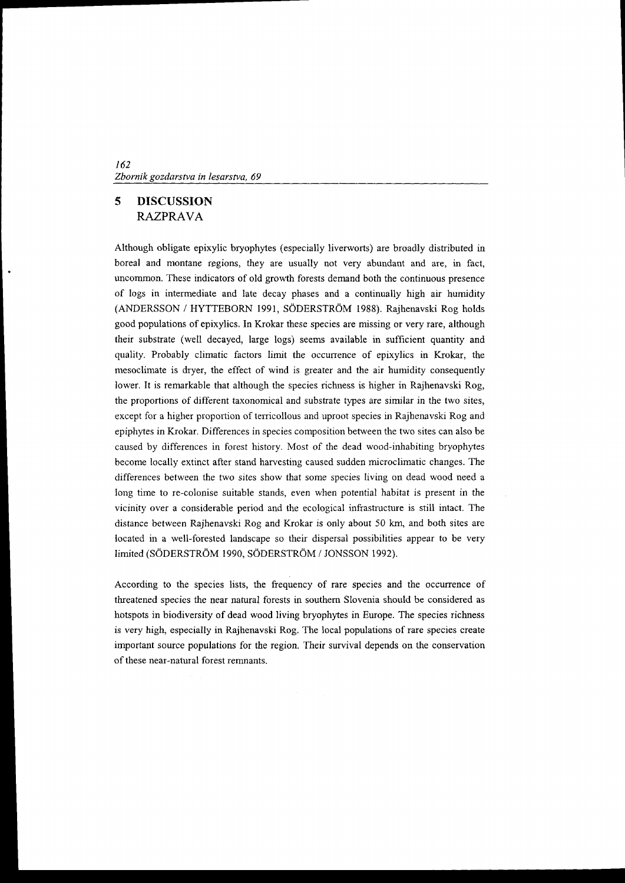## 5 DISCUSSION
## RAZPRAVA

Although obligate epixylic bryophytes (especially liverworts) are broadly distributed in boreal and montane regions, they are usually not very abundant and are, in fact, uncommon. These indicators of old growth forests demand both the continuous presence of logs in intermediate and late decay phases and a continually high air humidity (ANDERSSON / HYTTEBORN 1991, SÖDERSTRÖM 1988). Rajhenavski Rog holds good populations of epixylics. In Krokar these species are missing or very rare, although their substrate (well decayed, large logs) seems available in sufficient quantity and quality. Probably climatic factors limit the occurrence of epixylics in Krokar, the mesoclimate is dryer, the effect of wind is greater and the air humidity consequently lower. It is remarkable that although the species richness is higher in Rajhenavski Rog, the proportions of different taxonomical and substrate types are similar in the two sites, except for a higher proportion of terricollous and uproot species in Rajhenavski Rog and epiphytes in Krokar. Differences in species composition between the two sites can also be caused by differences in forest history. Most of the dead wood-inhabiting bryophytes become locally extinct after stand harvesting caused sudden microclimatic changes. The differences between the two sites show that some species living on dead wood need a long time to re-colonise suitable stands, even when potential habitat is present in the vicinity over a considerable period and the ecological infrastructure is still intact. The distance between Rajhenavski Rog and Krokar is only about 50 km, and both sites are located in a well-forested landscape so their dispersal possibilities appear to be very limited (SÖDERSTRÖM 1990, SÖDERSTRÖM / JONSSON 1992).

According to the species lists, the frequency of rare species and the occurrence of threatened species the near natural forests in southern Slovenia should be considered as hotspots in biodiversity of dead wood living bryophytes in Europe. The species richness is very high, especially in Rajhenavski Rog. The local populations of rare species create important source populations for the region. Their survival depends on the conservation of these near-natural forest remnants.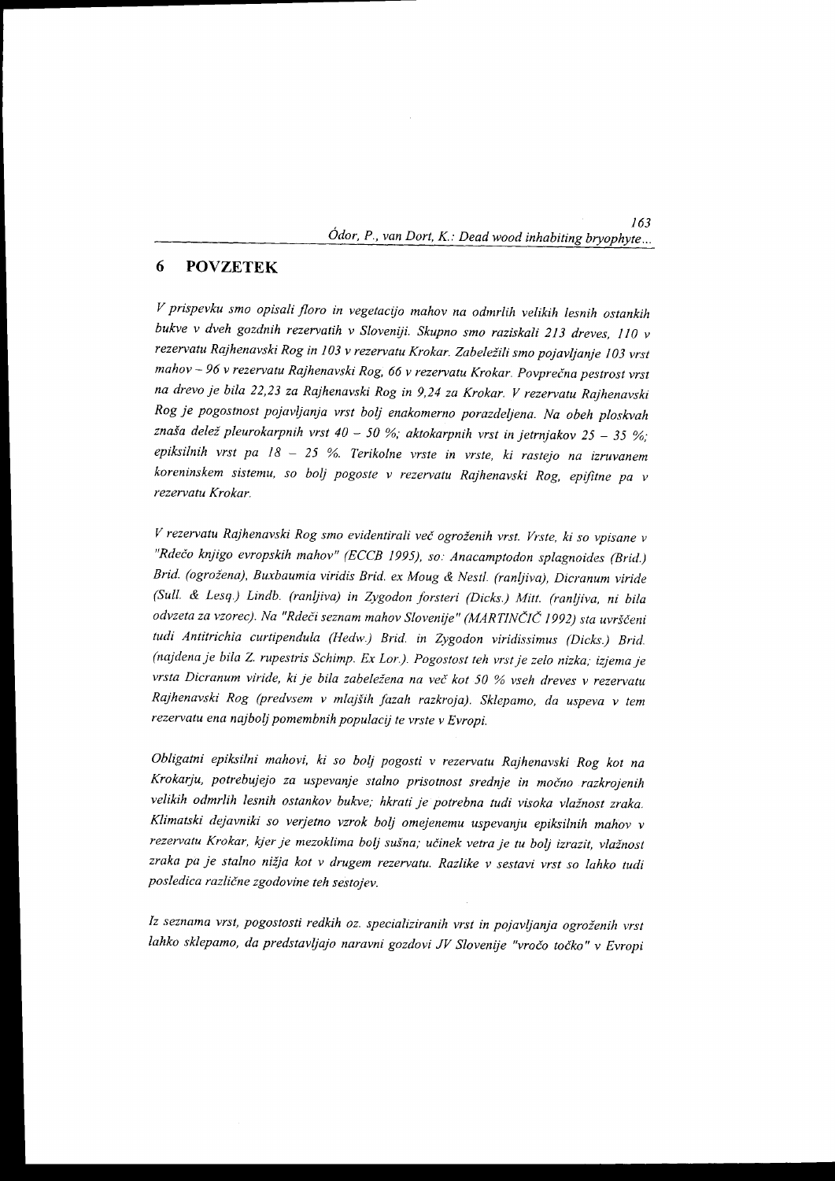## 6 POVZETEK

*V prispevku smo opisali floro in vegetacijo mahov na odmrlih velikih lesnih ostankih bukve v dveh gozdnih rezervatih v Sloveniji. Skupno smo raziskali 213 dreves, 110 v rezervatu Rajhenavski Rog in 103 v rezervatu Krokar. Zabeležili smo pojavljanje 103 vrst mahov – 96 v rezervatu Rajhenavski Rog, 66 v rezervatu Krokar. Povprečna pestrost vrst na drevo je bila 22,23 za Rajhenavski Rog in 9,24 za Krokar. V rezervatu Rajhenavski Rog je pogostnost pojavljanja vrst bolj enakomerno porazdeljena. Na obeh ploskvah znaša delež pleurokarpnih vrst 40 – 50 %; aktokarpnih vrst in jetrnjakov 25 – 35 %; epiksilnih vrst pa 18 – 25 %. Terikolne vrste in vrste, ki rastejo na izruvanem koreninskem sistemu, so bolj pogoste v rezervatu Rajhenavski Rog, epifitne pa v rezervatu Krokar.*

*V rezervatu Rajhenavski Rog smo evidentirali več ogroženih vrst. Vrste, ki so vpisane v "Rdečo knjigo evropskih mahov" (ECCB 1995), so: Anacamptodon splagnoides (Brid.) Brid. (ogrožena), Buxbaumia viridis Brid. ex Moug & Nestl. (ranljiva), Dicranum viride (Sull. & Lesq.) Lindb. (ranljiva) in Zygodon forsteri (Dicks.) Mitt. (ranljiva, ni bila odvzeta za vzorec). Na "Rdeči seznam mahov Slovenije" (MARTINČIČ 1992) sta uvrščeni tudi Antitrichia curtipendula (Hedw.) Brid. in Zygodon viridissimus (Dicks.) Brid. (najdena je bila Z. rupestris Schimp. Ex Lor.). Pogostost teh vrst je zelo nizka; izjema je vrsta Dicranum viride, ki je bila zabeležena na več kot 50 % vseh dreves v rezervatu Rajhenavski Rog (predvsem v mlajših fazah razkroja). Sklepamo, da uspeva v tem rezervatu ena najbolj pomembnih populacij te vrste v Evropi.*

*Obligatni epiksilni mahovi, ki so bolj pogosti v rezervatu Rajhenavski Rog kot na Krokarju, potrebujejo za uspevanje stalno prisotnost srednje in močno razkrojenih velikih odmrlih lesnih ostankov bukve; hkrati je potrebna tudi visoka vlažnost zraka. Klimatski dejavniki so verjetno vzrok bolj omejenemu uspevanju epiksilnih mahov v rezervatu Krokar, kjer je mezoklima bolj sušna; učinek vetra je tu bolj izrazit, vlažnost zraka pa je stalno nižja kot v drugem rezervatu. Razlike v sestavi vrst so lahko tudi posledica različne zgodovine teh sestojev.*

*Iz seznama vrst, pogostosti redkih oz. specializiranih vrst in pojavljanja ogroženih vrst lahko sklepamo, da predstavljajo naravni gozdovi JV Slovenije "vročo točko" v Evropi*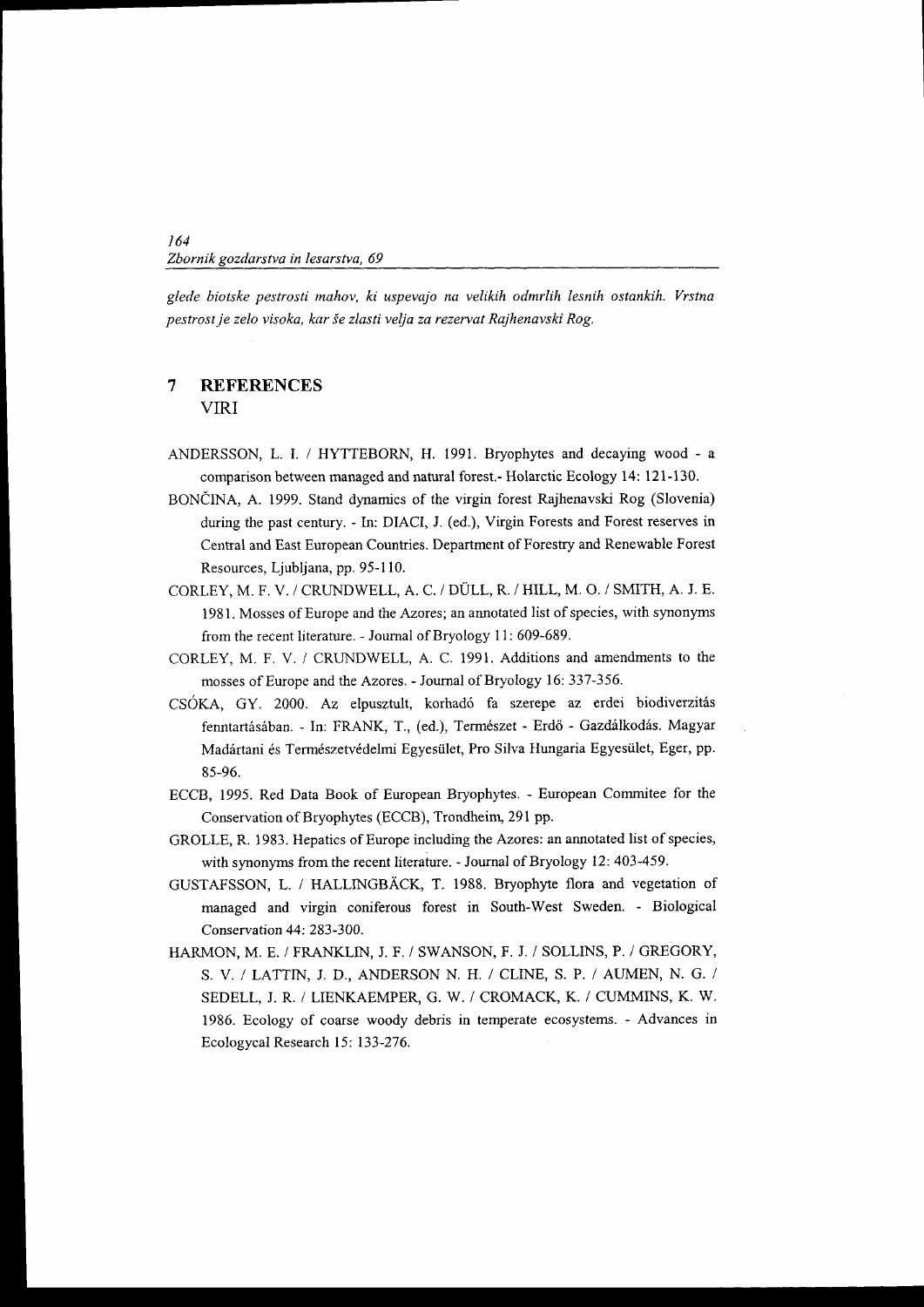*glede biotske pestrosti mahov, ki uspevajo na velikih odmrlih lesnih ostankih. Vrstna pestrost je zelo visoka, kar še zlasti velja za rezervat Rajhenavski Rog.*

## 7 REFERENCES

VIRI

ANDERSSON, L. I. / HYTTEBORN, H. 1991. Bryophytes and decaying wood - a comparison between managed and natural forest.- Holarctic Ecology 14: 121-130.

BONČINA, A. 1999. Stand dynamics of the virgin forest Rajhenavski Rog (Slovenia) during the past century. - In: DIACI, J. (ed.), Virgin Forests and Forest reserves in Central and East European Countries. Department of Forestry and Renewable Forest Resources, Ljubljana, pp. 95-110.

CORLEY, M. F. V. / CRUNDWELL, A. C. / DÜLL, R. / HILL, M. O. / SMITH, A. J. E. 1981. Mosses of Europe and the Azores; an annotated list of species, with synonyms from the recent literature. - Journal of Bryology 11: 609-689.

CORLEY, M. F. V. / CRUNDWELL, A. C. 1991. Additions and amendments to the mosses of Europe and the Azores. - Journal of Bryology 16: 337-356.

CSÓKA, GY. 2000. Az elpusztult, korhadó fa szerepe az erdei biodiverzitás fenntartásában. - In: FRANK, T., (ed.), Természet - Erdő - Gazdálkodás. Magyar Madártani és Természetvédelmi Egyesület, Pro Silva Hungaria Egyesület, Eger, pp. 85-96.

ECCB, 1995. Red Data Book of European Bryophytes. - European Commitee for the Conservation of Bryophytes (ECCB), Trondheim, 291 pp.

GROLLE, R. 1983. Hepatics of Europe including the Azores: an annotated list of species, with synonyms from the recent literature. - Journal of Bryology 12: 403-459.

GUSTAFSSON, L. / HALLINGBÄCK, T. 1988. Bryophyte flora and vegetation of managed and virgin coniferous forest in South-West Sweden. - Biological Conservation 44: 283-300.

HARMON, M. E. / FRANKLIN, J. F. / SWANSON, F. J. / SOLLINS, P. / GREGORY, S. V. / LATTIN, J. D., ANDERSON N. H. / CLINE, S. P. / AUMEN, N. G. / SEDELL, J. R. / LIENKAEMPER, G. W. / CROMACK, K. / CUMMINS, K. W. 1986. Ecology of coarse woody debris in temperate ecosystems. - Advances in Ecologycal Research 15: 133-276.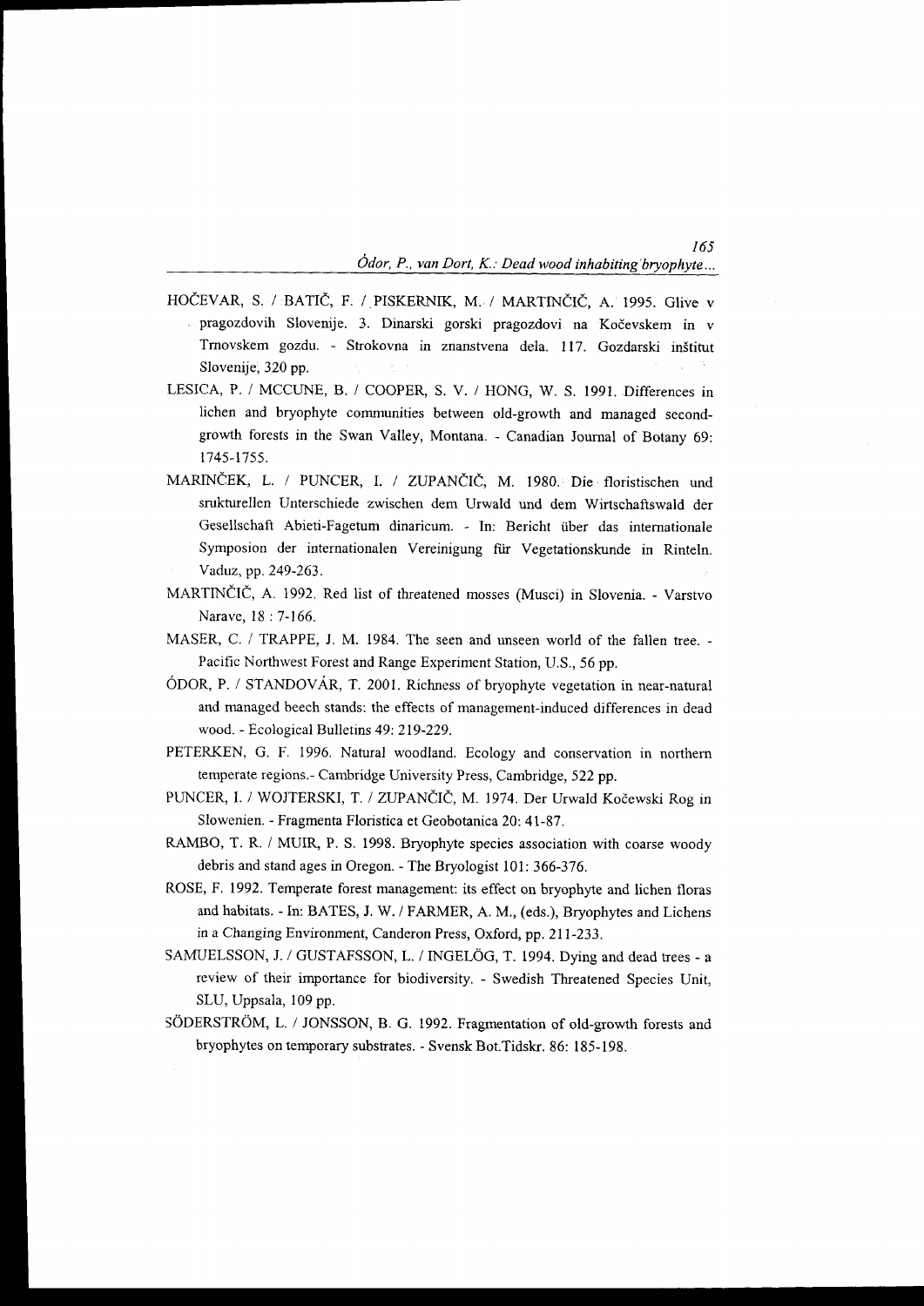HOČEVAR, S. / BATIČ, F. / PISKERNIK, M. / MARTINČIČ, A. 1995. Glive v pragozdovih Slovenije. 3. Dinarski gorski pragozdovi na Kočevskem in v Trnovskem gozdu. - Strokovna in znanstvena dela. 117. Gozdarski inštitut Slovenije, 320 pp.

LESICA, P. / MCCUNE, B. / COOPER, S. V. / HONG, W. S. 1991. Differences in lichen and bryophyte communities between old-growth and managed second-growth forests in the Swan Valley, Montana. - Canadian Journal of Botany 69: 1745-1755.

MARINČEK, L. / PUNCER, I. / ZUPANČIČ, M. 1980. Die floristischen und srukturellen Unterschiede zwischen dem Urwald und dem Wirtschaftswald der Gesellschaft Abieti-Fagetum dinaricum. - In: Bericht über das internationale Symposion der internationalen Vereinigung für Vegetationskunde in Rinteln. Vaduz, pp. 249-263.

MARTINČIČ, A. 1992. Red list of threatened mosses (Musci) in Slovenia. - Varstvo Narave, 18 : 7-166.

MASER, C. / TRAPPE, J. M. 1984. The seen and unseen world of the fallen tree. - Pacific Northwest Forest and Range Experiment Station, U.S., 56 pp.

ÓDOR, P. / STANDOVÁR, T. 2001. Richness of bryophyte vegetation in near-natural and managed beech stands: the effects of management-induced differences in dead wood. - Ecological Bulletins 49: 219-229.

PETERKEN, G. F. 1996. Natural woodland. Ecology and conservation in northern temperate regions.- Cambridge University Press, Cambridge, 522 pp.

PUNCER, I. / WOJTERSKI, T. / ZUPANČIČ, M. 1974. Der Urwald Kočewski Rog in Slowenien. - Fragmenta Floristica et Geobotanica 20: 41-87.

RAMBO, T. R. / MUIR, P. S. 1998. Bryophyte species association with coarse woody debris and stand ages in Oregon. - The Bryologist 101: 366-376.

ROSE, F. 1992. Temperate forest management: its effect on bryophyte and lichen floras and habitats. - In: BATES, J. W. / FARMER, A. M., (eds.), Bryophytes and Lichens in a Changing Environment, Canderon Press, Oxford, pp. 211-233.

SAMUELSSON, J. / GUSTAFSSON, L. / INGELÖG, T. 1994. Dying and dead trees - a review of their importance for biodiversity. - Swedish Threatened Species Unit, SLU, Uppsala, 109 pp.

SÖDERSTRÖM, L. / JONSSON, B. G. 1992. Fragmentation of old-growth forests and bryophytes on temporary substrates. - Svensk Bot.Tidskr. 86: 185-198.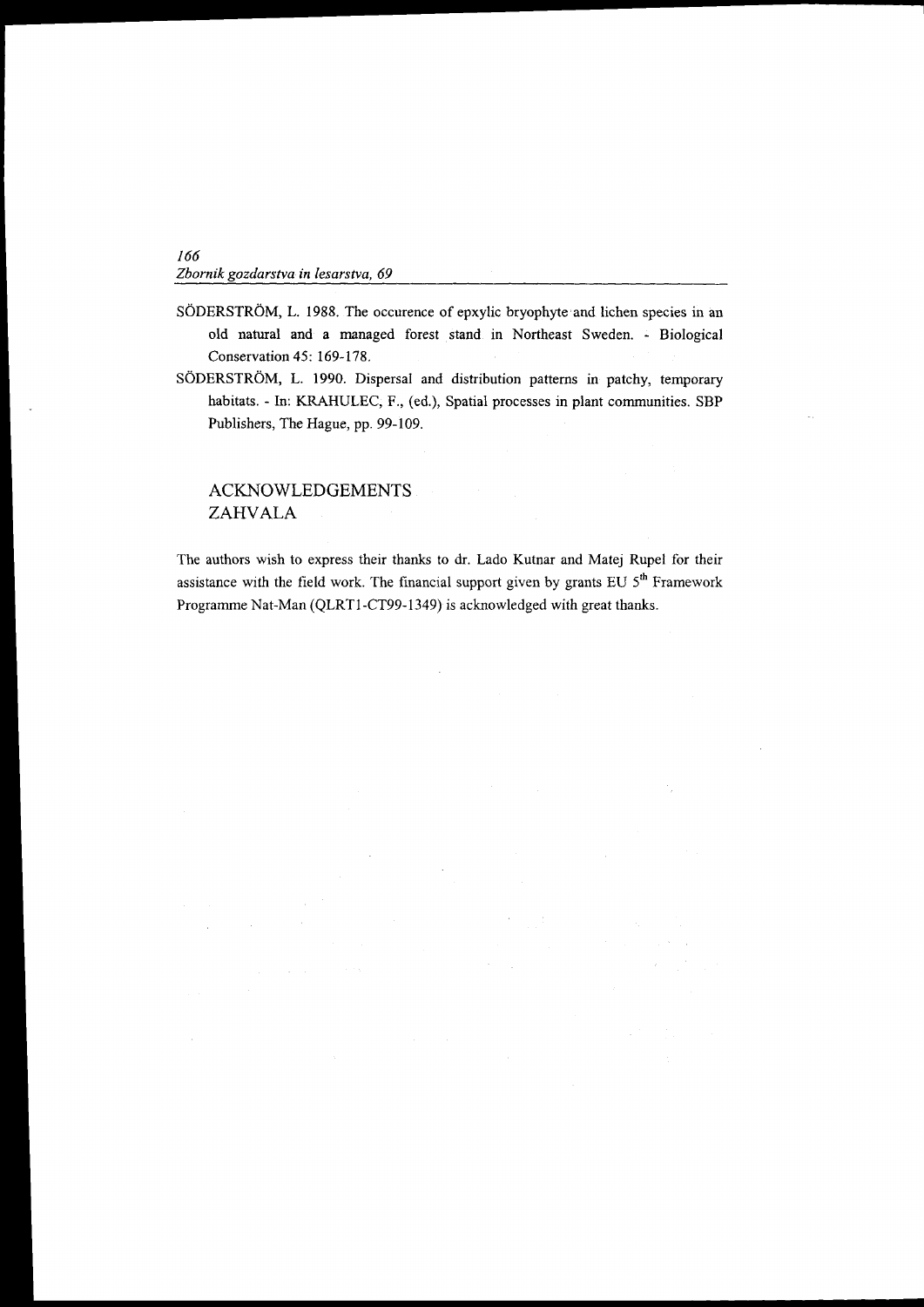SÖDERSTRÖM, L. 1988. The occurence of epxylic bryophyte and lichen species in an old natural and a managed forest stand in Northeast Sweden. - Biological Conservation 45: 169-178.

SÖDERSTRÖM, L. 1990. Dispersal and distribution patterns in patchy, temporary habitats. - In: KRAHULEC, F., (ed.), Spatial processes in plant communities. SBP Publishers, The Hague, pp. 99-109.

## ACKNOWLEDGEMENTS
## ZAHVALA

The authors wish to express their thanks to dr. Lado Kutnar and Matej Rupel for their assistance with the field work. The financial support given by grants EU 5$^{th}$ Framework Programme Nat-Man (QLRT1-CT99-1349) is acknowledged with great thanks.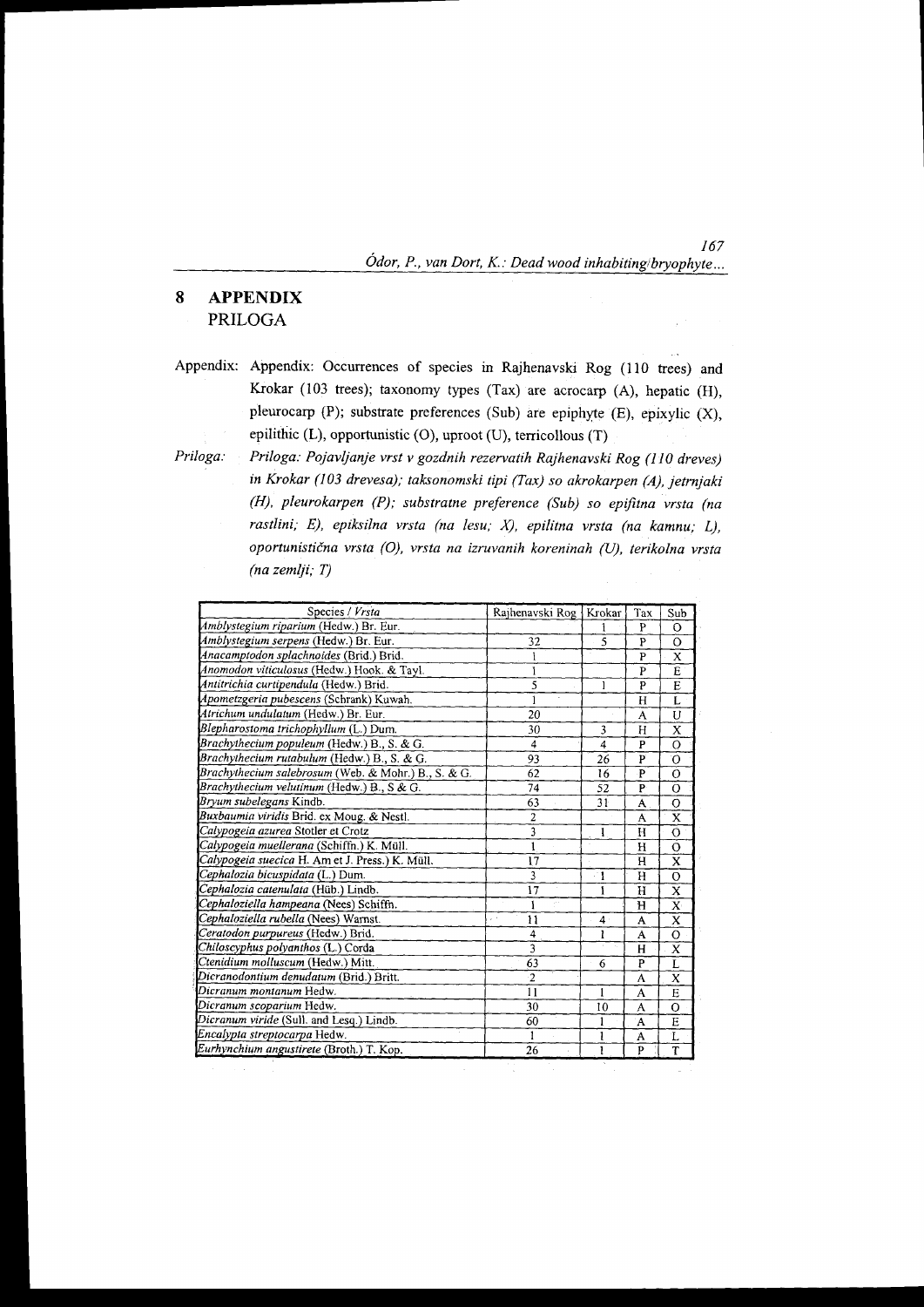# 8 APPENDIX
PRILOGA

Appendix: Appendix: Occurrences of species in Rajhenavski Rog (110 trees) and Krokar (103 trees); taxonomy types (Tax) are acrocarp (A), hepatic (H), pleurocarp (P); substrate preferences (Sub) are epiphyte (E), epixylic (X), epilithic (L), opportunistic (O), uproot (U), terricollous (T)

*Priloga: Priloga: Pojavljanje vrst v gozdnih rezervatih Rajhenavski Rog (110 dreves) in Krokar (103 drevesa); taksonomski tipi (Tax) so akrokarpen (A), jetrnjaki (H), pleurokarpen (P); substratne preference (Sub) so epifitna vrsta (na rastlini; E), epiksilna vrsta (na lesu; X), epilitna vrsta (na kamnu; L), oportunistična vrsta (O), vrsta na izruvanih koreninah (U), terikolna vrsta (na zemlji; T)*

| Species / *Vrsta* | Rajhenavski Rog | Krokar | Tax | Sub |
|---|---|---|---|---|
| *Amblystegium riparium* (Hedw.) Br. Eur. | | 1 | P | O |
| *Amblystegium serpens* (Hedw.) Br. Eur. | 32 | 5 | P | O |
| *Anacamptodon splachnoides* (Brid.) Brid. | 1 | | P | X |
| *Anomodon viticulosus* (Hedw.) Hook. & Tayl. | 1 | | P | E |
| *Antitrichia curtipendula* (Hedw.) Brid. | 5 | 1 | P | E |
| *Apometzgeria pubescens* (Schrank) Kuwah. | 1 | | H | L |
| *Atrichum undulatum* (Hedw.) Br. Eur. | 20 | | A | U |
| *Blepharostoma trichophyllum* (L.) Dum. | 30 | 3 | H | X |
| *Brachythecium populeum* (Hedw.) B., S. & G. | 4 | 4 | P | O |
| *Brachythecium rutabulum* (Hedw.) B., S. & G. | 93 | 26 | P | O |
| *Brachythecium salebrosum* (Web. & Mohr.) B., S. & G. | 62 | 16 | P | O |
| *Brachythecium velutinum* (Hedw.) B., S & G. | 74 | 52 | P | O |
| *Bryum subelegans* Kindb. | 63 | 31 | A | O |
| *Buxbaumia viridis* Brid. ex Moug. & Nestl. | 2 | | A | X |
| *Calypogeia azurea* Stotler et Crotz | 3 | 1 | H | O |
| *Calypogeia muellerana* (Schiffn.) K. Müll. | 1 | | H | O |
| *Calypogeia suecica* H. Arn et J. Press.) K. Müll. | 17 | | H | X |
| *Cephalozia bicuspidata* (L.) Dum. | 3 | 1 | H | O |
| *Cephalozia catenulata* (Hüb.) Lindb. | 17 | 1 | H | X |
| *Cephaloziella hampeana* (Nees) Schiffn. | 1 | | H | X |
| *Cephaloziella rubella* (Nees) Warnst. | 11 | 4 | A | X |
| *Ceratodon purpureus* (Hedw.) Brid. | 4 | 1 | A | O |
| *Chiloscyphus polyanthos* (L.) Corda | 3 | | H | X |
| *Ctenidium molluscum* (Hedw.) Mitt. | 63 | 6 | P | L |
| *Dicranodontium denudatum* (Brid.) Britt. | 2 | | A | X |
| *Dicranum montanum* Hedw. | 11 | 1 | A | E |
| *Dicranum scoparium* Hedw. | 30 | 10 | A | O |
| *Dicranum viride* (Sull. and Lesq.) Lindb. | 60 | 1 | A | E |
| *Encalypta streptocarpa* Hedw. | 1 | 1 | A | L |
| *Eurhynchium angustirete* (Broth.) T. Kop. | 26 | 1 | P | T |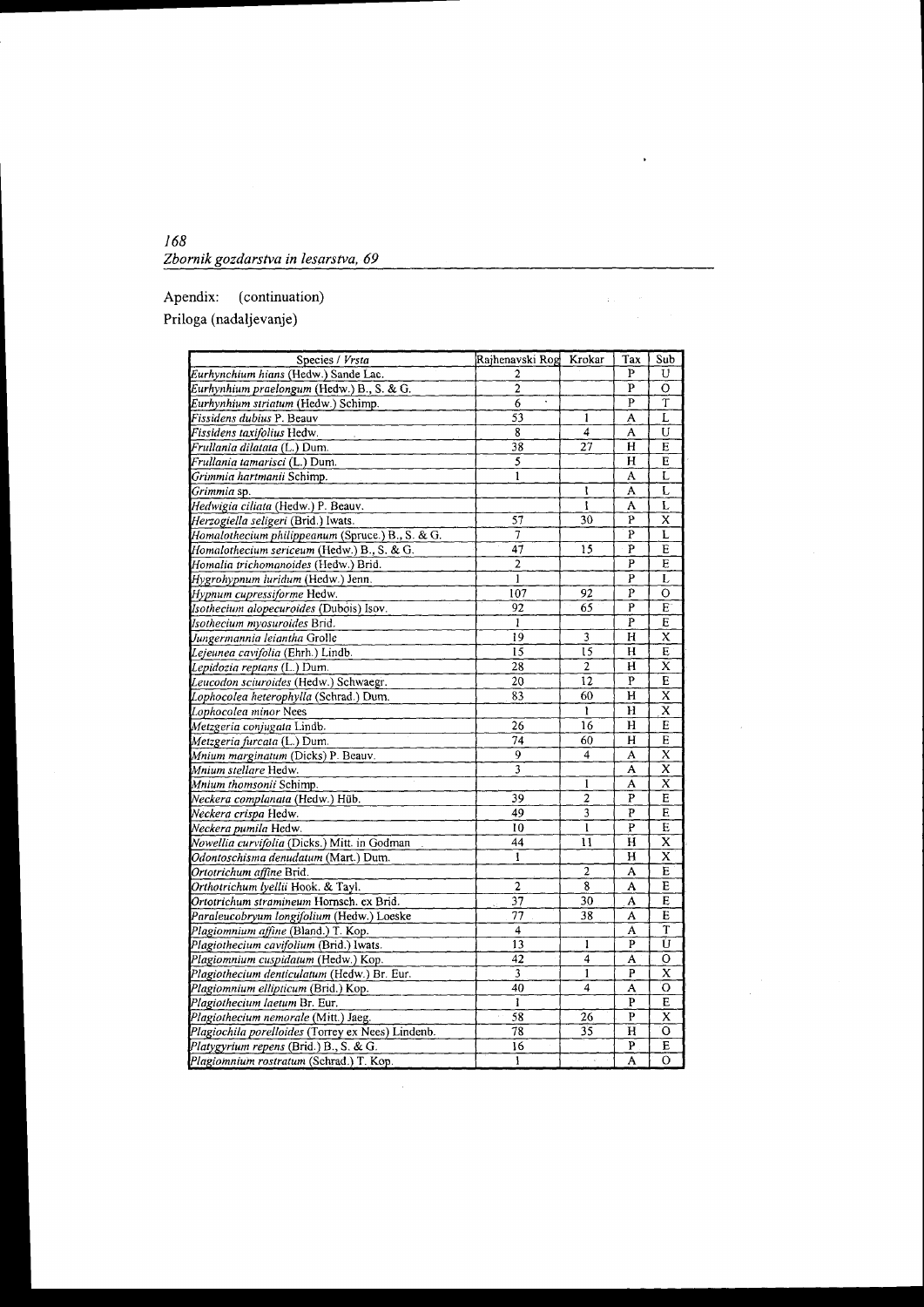Apendix: (continuation)

Priloga (nadaljevanje)

| Species / *Vrsta* | Rajhenavski Rog | Krokar | Tax | Sub |
|---|---|---|---|---|
| *Eurhynchium hians* (Hedw.) Sande Lac. | 2 | | P | U |
| *Eurhynhium praelongum* (Hedw.) B., S. & G. | 2 | | P | O |
| *Eurhynhium striatum* (Hedw.) Schimp. | 6 | | P | T |
| *Fissidens dubius* P. Beauv | 53 | 1 | A | L |
| *Fissidens taxifolius* Hedw. | 8 | 4 | A | U |
| *Frullania dilatata* (L.) Dum. | 38 | 27 | H | E |
| *Frullania tamarisci* (L.) Dum. | 5 | | H | E |
| *Grimmia hartmanii* Schimp. | 1 | | A | L |
| *Grimmia* sp. | | 1 | A | L |
| *Hedwigia ciliata* (Hedw.) P. Beauv. | | 1 | A | L |
| *Herzogiella seligeri* (Brid.) Iwats. | 57 | 30 | P | X |
| *Homalothecium philippeanum* (Spruce.) B., S. & G. | 7 | | P | L |
| *Homalothecium sericeum* (Hedw.) B., S. & G. | 47 | 15 | P | E |
| *Homalia trichomanoides* (Hedw.) Brid. | 2 | | P | E |
| *Hygrohypnum luridum* (Hedw.) Jenn. | 1 | | P | L |
| *Hypnum cupressiforme* Hedw. | 107 | 92 | P | O |
| *Isothecium alopecuroides* (Dubois) Isov. | 92 | 65 | P | E |
| *Isothecium myosuroides* Brid. | 1 | | P | E |
| *Jungermannia leiantha* Grolle | 19 | 3 | H | X |
| *Lejeunea cavifolia* (Ehrh.) Lindb. | 15 | 15 | H | E |
| *Lepidozia reptans* (L.) Dum. | 28 | 2 | H | X |
| *Leucodon sciuroides* (Hedw.) Schwaegr. | 20 | 12 | P | E |
| *Lophocolea heterophylla* (Schrad.) Dum. | 83 | 60 | H | X |
| *Lophocolea minor* Nees | | 1 | H | X |
| *Metzgeria conjugata* Lindb. | 26 | 16 | H | E |
| *Metzgeria furcata* (L.) Dum. | 74 | 60 | H | E |
| *Mnium marginatum* (Dicks) P. Beauv. | 9 | 4 | A | X |
| *Mnium stellare* Hedw. | 3 | | A | X |
| *Mnium thomsonii* Schimp. | | 1 | A | X |
| *Neckera complanata* (Hedw.) Hüb. | 39 | 2 | P | E |
| *Neckera crispa* Hedw. | 49 | 3 | P | E |
| *Neckera pumila* Hedw. | 10 | 1 | P | E |
| *Nowellia curvifolia* (Dicks.) Mitt. in Godman | 44 | 11 | H | X |
| *Odontoschisma denudatum* (Mart.) Dum. | 1 | | H | X |
| *Ortotrichum affine* Brid. | | 2 | A | E |
| *Orthotrichum lyellii* Hook. & Tayl. | 2 | 8 | A | E |
| *Ortotrichum stramineum* Hornsch. ex Brid. | 37 | 30 | A | E |
| *Paraleucobryum longifolium* (Hedw.) Loeske | 77 | 38 | A | E |
| *Plagiomnium affine* (Bland.) T. Kop. | 4 | | A | T |
| *Plagiothecium cavifolium* (Brid.) Iwats. | 13 | 1 | P | U |
| *Plagiomnium cuspidatum* (Hedw.) Kop. | 42 | 4 | A | O |
| *Plagiothecium denticulatum* (Hedw.) Br. Eur. | 3 | 1 | P | X |
| *Plagiomnium ellipticum* (Brid.) Kop. | 40 | 4 | A | O |
| *Plagiothecium laetum* Br. Eur. | 1 | | P | E |
| *Plagiothecium nemorale* (Mitt.) Jaeg. | 58 | 26 | P | X |
| *Plagiochila porelloides* (Torrey ex Nees) Lindenb. | 78 | 35 | H | O |
| *Platygyrium repens* (Brid.) B., S. & G. | 16 | | P | E |
| *Plagiomnium rostratum* (Schrad.) T. Kop. | 1 | | A | O |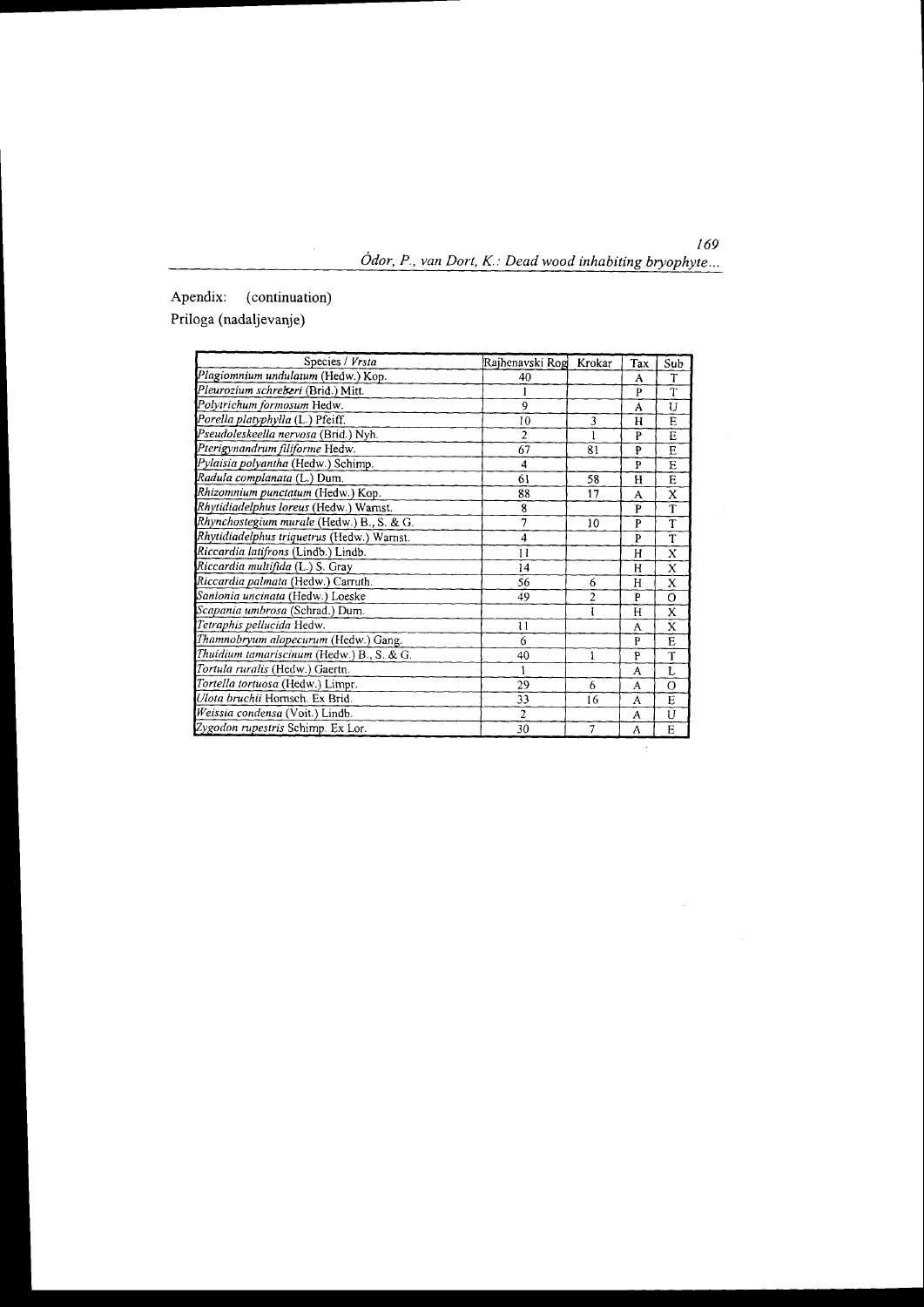Apendix: (continuation)

Priloga (nadaljevanje)

| Species / *Vrsta* | Rajhenavski Rog | Krokar | Tax | Sub |
|---|---|---|---|---|
| *Plagiomnium undulatum* (Hedw.) Kop. | 40 | | A | T |
| *Pleurozium schreberi* (Brid.) Mitt. | 1 | | P | T |
| *Polytrichum formosum* Hedw. | 9 | | A | U |
| *Porella platyphylla* (L.) Pfeiff. | 10 | 3 | H | E |
| *Pseudoleskeella nervosa* (Brid.) Nyh. | 2 | 1 | P | E |
| *Pterigynandrum filiforme* Hedw. | 67 | 81 | P | E |
| *Pylaisia polyantha* (Hedw.) Schimp. | 4 | | P | E |
| *Radula complanata* (L.) Dum. | 61 | 58 | H | E |
| *Rhizomnium punctatum* (Hedw.) Kop. | 88 | 17 | A | X |
| *Rhytidiadelphus loreus* (Hedw.) Warnst. | 8 | | P | T |
| *Rhynchostegium murale* (Hedw.) B., S. & G. | 7 | 10 | P | T |
| *Rhytidiadelphus triquetrus* (Hedw.) Warnst. | 4 | | P | T |
| *Riccardia latifrons* (Lindb.) Lindb. | 11 | | H | X |
| *Riccardia multifida* (L.) S. Gray | 14 | | H | X |
| *Riccardia palmata* (Hedw.) Carruth. | 56 | 6 | H | X |
| *Sanionia uncinata* (Hedw.) Loeske | 49 | 2 | P | O |
| *Scapania umbrosa* (Schrad.) Dum. | | 1 | H | X |
| *Tetraphis pellucida* Hedw. | 11 | | A | X |
| *Thamnobryum alopecurum* (Hedw.) Gang. | 6 | | P | E |
| *Thuidium tamariscinum* (Hedw.) B., S. & G. | 40 | 1 | P | T |
| *Tortula ruralis* (Hedw.) Gaertn. | 1 | | A | L |
| *Tortella tortuosa* (Hedw.) Limpr. | 29 | 6 | A | O |
| *Ulota bruchii* Hornsch. Ex Brid. | 33 | 16 | A | E |
| *Weissia condensa* (Voit.) Lindb. | 2 | | A | U |
| *Zygodon rupestris* Schimp. Ex Lor. | 30 | 7 | A | E |